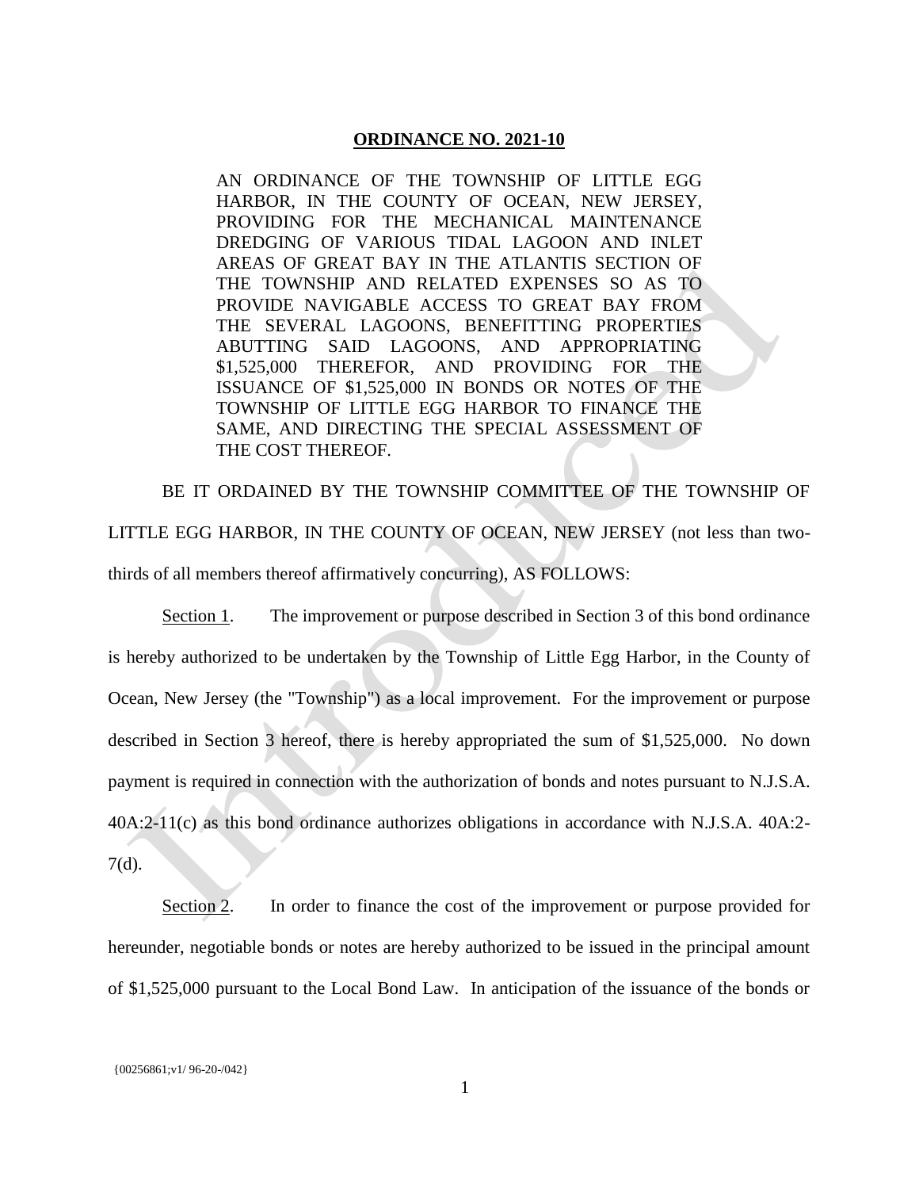**ORDINANCE NO. 2021-10**

AN ORDINANCE OF THE TOWNSHIP OF LITTLE EGG HARBOR, IN THE COUNTY OF OCEAN, NEW JERSEY, PROVIDING FOR THE MECHANICAL MAINTENANCE DREDGING OF VARIOUS TIDAL LAGOON AND INLET AREAS OF GREAT BAY IN THE ATLANTIS SECTION OF THE TOWNSHIP AND RELATED EXPENSES SO AS TO PROVIDE NAVIGABLE ACCESS TO GREAT BAY FROM THE SEVERAL LAGOONS, BENEFITTING PROPERTIES ABUTTING SAID LAGOONS, AND APPROPRIATING $1,525,000 THEREFOR, AND PROVIDING FOR THE ISSUANCE OF $1,525,000 IN BONDS OR NOTES OF THE TOWNSHIP OF LITTLE EGG HARBOR TO FINANCE THE SAME, AND DIRECTING THE SPECIAL ASSESSMENT OF THE COST THEREOF.

BE IT ORDAINED BY THE TOWNSHIP COMMITTEE OF THE TOWNSHIP OF LITTLE EGG HARBOR, IN THE COUNTY OF OCEAN, NEW JERSEY (not less than two-thirds of all members thereof affirmatively concurring), AS FOLLOWS:

Section 1. The improvement or purpose described in Section 3 of this bond ordinance is hereby authorized to be undertaken by the Township of Little Egg Harbor, in the County of Ocean, New Jersey (the "Township") as a local improvement. For the improvement or purpose described in Section 3 hereof, there is hereby appropriated the sum of $1,525,000. No down payment is required in connection with the authorization of bonds and notes pursuant to N.J.S.A. 40A:2-11(c) as this bond ordinance authorizes obligations in accordance with N.J.S.A. 40A:2-7(d).

Section 2. In order to finance the cost of the improvement or purpose provided for hereunder, negotiable bonds or notes are hereby authorized to be issued in the principal amount of $1,525,000 pursuant to the Local Bond Law. In anticipation of the issuance of the bonds or

{00256861;v1/ 96-20-/042}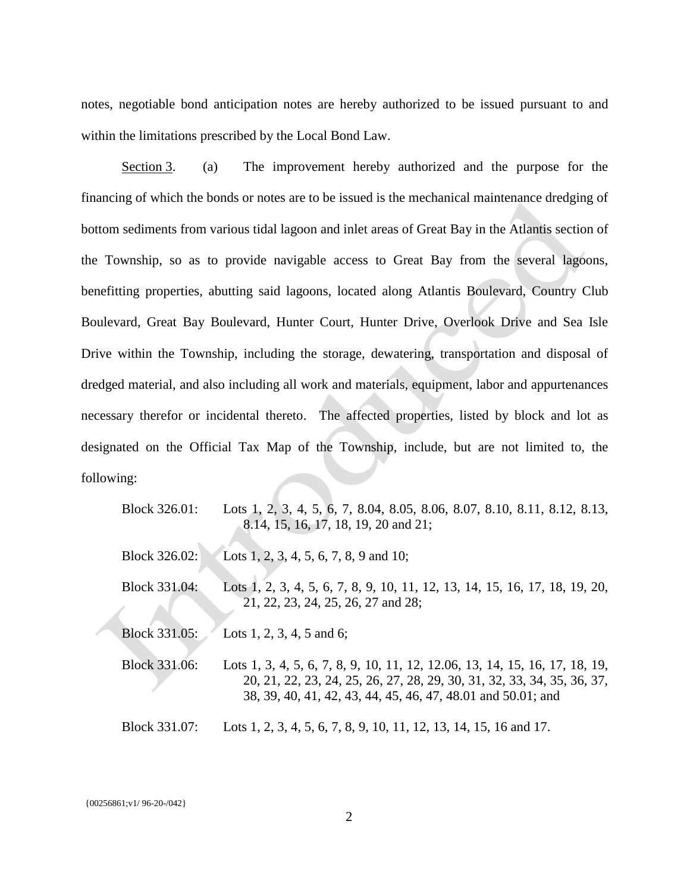notes, negotiable bond anticipation notes are hereby authorized to be issued pursuant to and within the limitations prescribed by the Local Bond Law.

Section 3. (a) The improvement hereby authorized and the purpose for the financing of which the bonds or notes are to be issued is the mechanical maintenance dredging of bottom sediments from various tidal lagoon and inlet areas of Great Bay in the Atlantis section of the Township, so as to provide navigable access to Great Bay from the several lagoons, benefitting properties, abutting said lagoons, located along Atlantis Boulevard, Country Club Boulevard, Great Bay Boulevard, Hunter Court, Hunter Drive, Overlook Drive and Sea Isle Drive within the Township, including the storage, dewatering, transportation and disposal of dredged material, and also including all work and materials, equipment, labor and appurtenances necessary therefor or incidental thereto. The affected properties, listed by block and lot as designated on the Official Tax Map of the Township, include, but are not limited to, the following:

Block 326.01: Lots 1, 2, 3, 4, 5, 6, 7, 8.04, 8.05, 8.06, 8.07, 8.10, 8.11, 8.12, 8.13, 8.14, 15, 16, 17, 18, 19, 20 and 21;

Block 326.02: Lots 1, 2, 3, 4, 5, 6, 7, 8, 9 and 10;

Block 331.04: Lots 1, 2, 3, 4, 5, 6, 7, 8, 9, 10, 11, 12, 13, 14, 15, 16, 17, 18, 19, 20, 21, 22, 23, 24, 25, 26, 27 and 28;

Block 331.05: Lots 1, 2, 3, 4, 5 and 6;

Block 331.06: Lots 1, 3, 4, 5, 6, 7, 8, 9, 10, 11, 12, 12.06, 13, 14, 15, 16, 17, 18, 19, 20, 21, 22, 23, 24, 25, 26, 27, 28, 29, 30, 31, 32, 33, 34, 35, 36, 37, 38, 39, 40, 41, 42, 43, 44, 45, 46, 47, 48.01 and 50.01; and

Block 331.07: Lots 1, 2, 3, 4, 5, 6, 7, 8, 9, 10, 11, 12, 13, 14, 15, 16 and 17.

{00256861;v1/ 96-20-/042}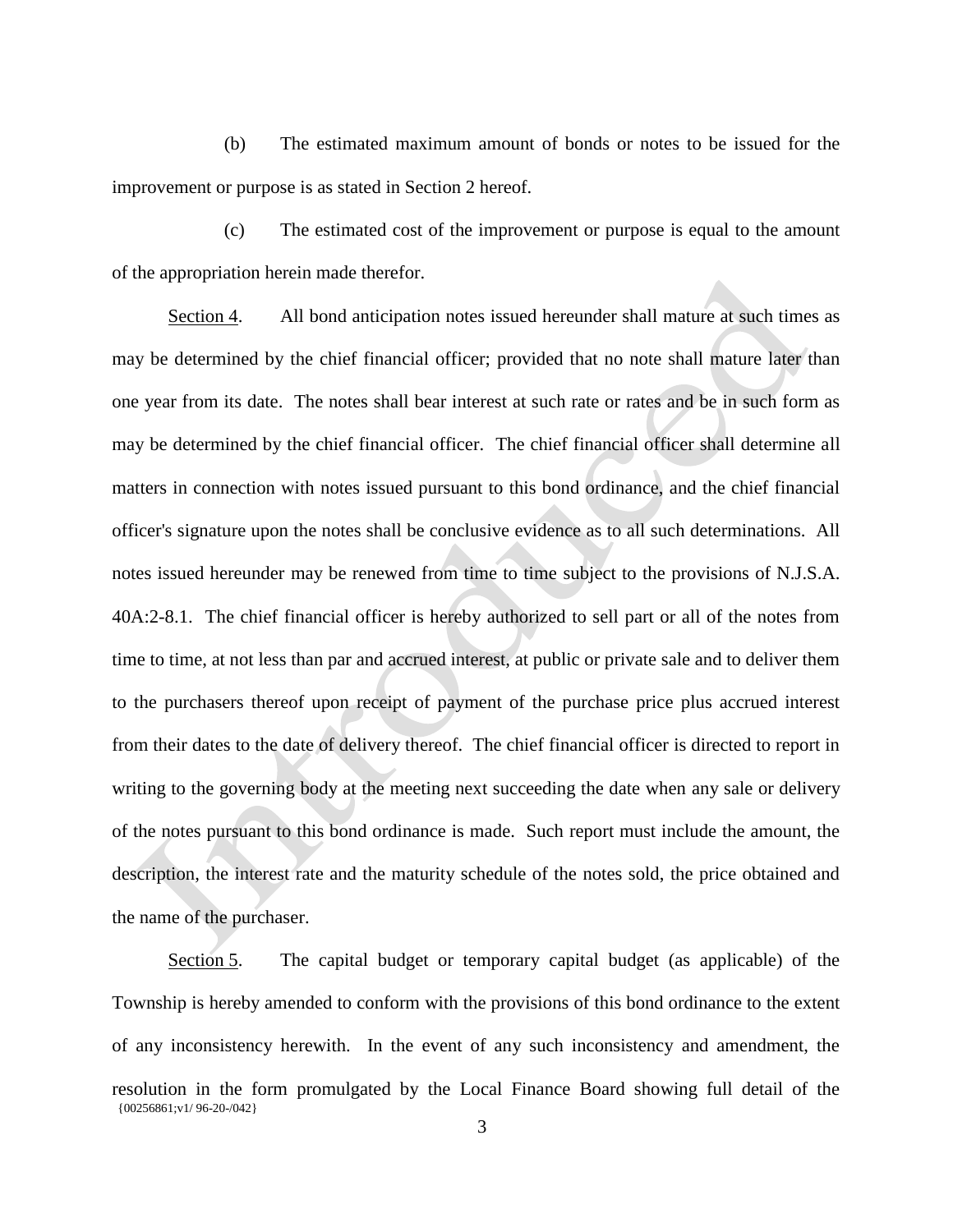(b) The estimated maximum amount of bonds or notes to be issued for the improvement or purpose is as stated in Section 2 hereof.

(c) The estimated cost of the improvement or purpose is equal to the amount of the appropriation herein made therefor.

<u>Section 4</u>. All bond anticipation notes issued hereunder shall mature at such times as may be determined by the chief financial officer; provided that no note shall mature later than one year from its date. The notes shall bear interest at such rate or rates and be in such form as may be determined by the chief financial officer. The chief financial officer shall determine all matters in connection with notes issued pursuant to this bond ordinance, and the chief financial officer's signature upon the notes shall be conclusive evidence as to all such determinations. All notes issued hereunder may be renewed from time to time subject to the provisions of N.J.S.A. 40A:2-8.1. The chief financial officer is hereby authorized to sell part or all of the notes from time to time, at not less than par and accrued interest, at public or private sale and to deliver them to the purchasers thereof upon receipt of payment of the purchase price plus accrued interest from their dates to the date of delivery thereof. The chief financial officer is directed to report in writing to the governing body at the meeting next succeeding the date when any sale or delivery of the notes pursuant to this bond ordinance is made. Such report must include the amount, the description, the interest rate and the maturity schedule of the notes sold, the price obtained and the name of the purchaser.

<u>Section 5</u>. The capital budget or temporary capital budget (as applicable) of the Township is hereby amended to conform with the provisions of this bond ordinance to the extent of any inconsistency herewith. In the event of any such inconsistency and amendment, the resolution in the form promulgated by the Local Finance Board showing full detail of the

{00256861;v1/ 96-20-/042}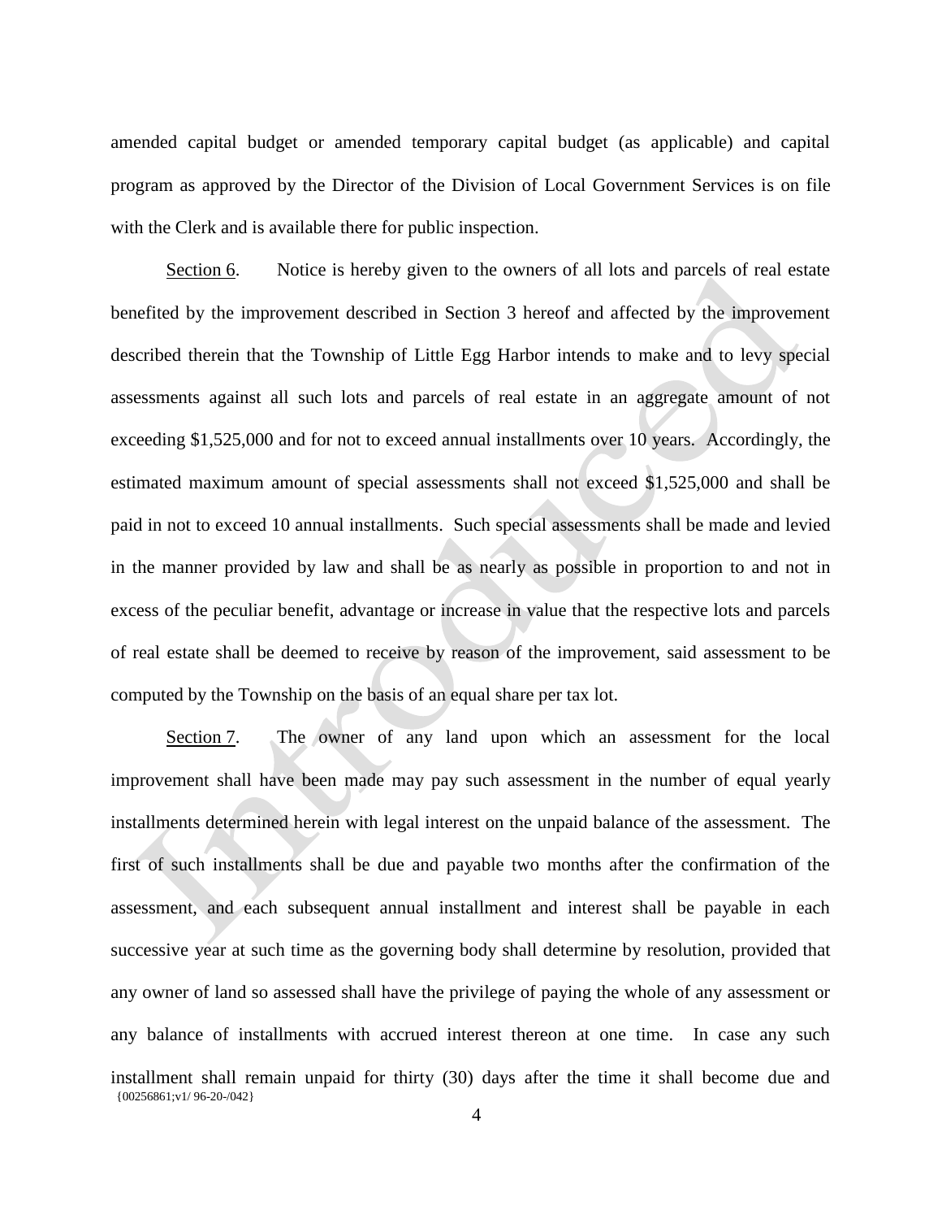amended capital budget or amended temporary capital budget (as applicable) and capital program as approved by the Director of the Division of Local Government Services is on file with the Clerk and is available there for public inspection.

Section 6. Notice is hereby given to the owners of all lots and parcels of real estate benefited by the improvement described in Section 3 hereof and affected by the improvement described therein that the Township of Little Egg Harbor intends to make and to levy special assessments against all such lots and parcels of real estate in an aggregate amount of not exceeding $1,525,000 and for not to exceed annual installments over 10 years. Accordingly, the estimated maximum amount of special assessments shall not exceed $1,525,000 and shall be paid in not to exceed 10 annual installments. Such special assessments shall be made and levied in the manner provided by law and shall be as nearly as possible in proportion to and not in excess of the peculiar benefit, advantage or increase in value that the respective lots and parcels of real estate shall be deemed to receive by reason of the improvement, said assessment to be computed by the Township on the basis of an equal share per tax lot.

Section 7. The owner of any land upon which an assessment for the local improvement shall have been made may pay such assessment in the number of equal yearly installments determined herein with legal interest on the unpaid balance of the assessment. The first of such installments shall be due and payable two months after the confirmation of the assessment, and each subsequent annual installment and interest shall be payable in each successive year at such time as the governing body shall determine by resolution, provided that any owner of land so assessed shall have the privilege of paying the whole of any assessment or any balance of installments with accrued interest thereon at one time. In case any such installment shall remain unpaid for thirty (30) days after the time it shall become due and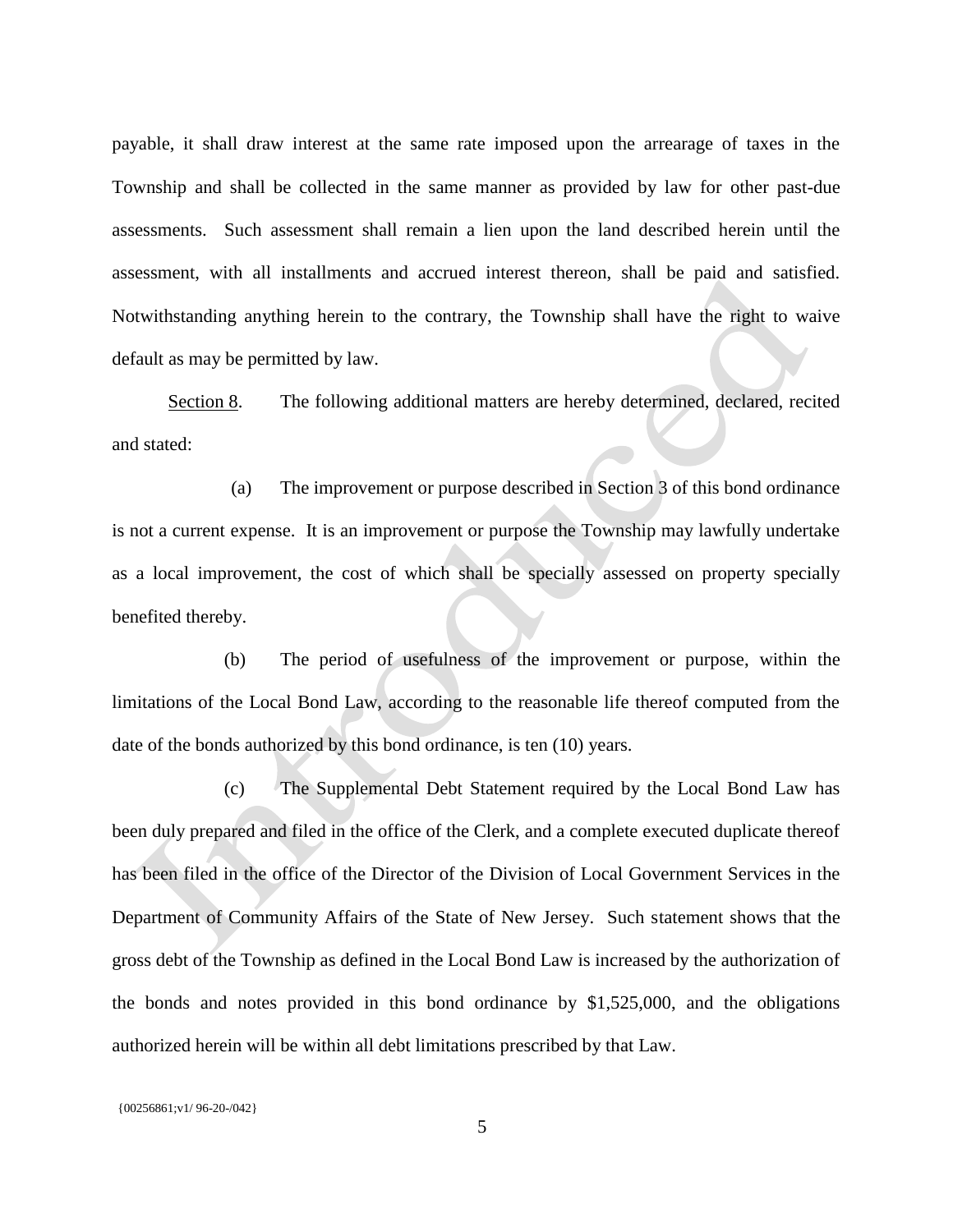payable, it shall draw interest at the same rate imposed upon the arrearage of taxes in the Township and shall be collected in the same manner as provided by law for other past-due assessments. Such assessment shall remain a lien upon the land described herein until the assessment, with all installments and accrued interest thereon, shall be paid and satisfied. Notwithstanding anything herein to the contrary, the Township shall have the right to waive default as may be permitted by law.

Section 8. The following additional matters are hereby determined, declared, recited and stated:

(a) The improvement or purpose described in Section 3 of this bond ordinance is not a current expense. It is an improvement or purpose the Township may lawfully undertake as a local improvement, the cost of which shall be specially assessed on property specially benefited thereby.

(b) The period of usefulness of the improvement or purpose, within the limitations of the Local Bond Law, according to the reasonable life thereof computed from the date of the bonds authorized by this bond ordinance, is ten (10) years.

(c) The Supplemental Debt Statement required by the Local Bond Law has been duly prepared and filed in the office of the Clerk, and a complete executed duplicate thereof has been filed in the office of the Director of the Division of Local Government Services in the Department of Community Affairs of the State of New Jersey. Such statement shows that the gross debt of the Township as defined in the Local Bond Law is increased by the authorization of the bonds and notes provided in this bond ordinance by $1,525,000, and the obligations authorized herein will be within all debt limitations prescribed by that Law.

{00256861;v1/ 96-20-/042}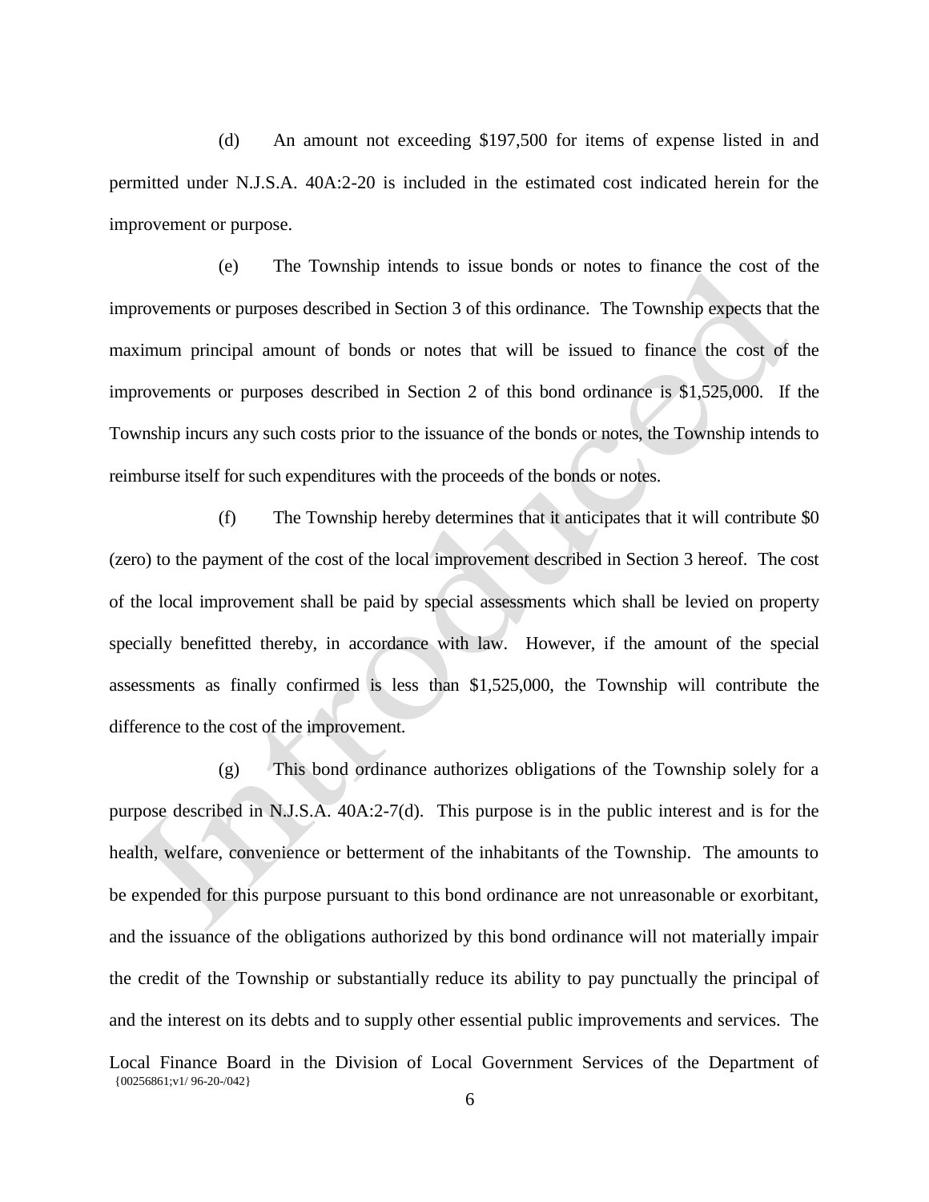(d) An amount not exceeding $197,500 for items of expense listed in and permitted under N.J.S.A. 40A:2-20 is included in the estimated cost indicated herein for the improvement or purpose.

(e) The Township intends to issue bonds or notes to finance the cost of the improvements or purposes described in Section 3 of this ordinance. The Township expects that the maximum principal amount of bonds or notes that will be issued to finance the cost of the improvements or purposes described in Section 2 of this bond ordinance is $1,525,000. If the Township incurs any such costs prior to the issuance of the bonds or notes, the Township intends to reimburse itself for such expenditures with the proceeds of the bonds or notes.

(f) The Township hereby determines that it anticipates that it will contribute $0 (zero) to the payment of the cost of the local improvement described in Section 3 hereof. The cost of the local improvement shall be paid by special assessments which shall be levied on property specially benefitted thereby, in accordance with law. However, if the amount of the special assessments as finally confirmed is less than $1,525,000, the Township will contribute the difference to the cost of the improvement.

(g) This bond ordinance authorizes obligations of the Township solely for a purpose described in N.J.S.A. 40A:2-7(d). This purpose is in the public interest and is for the health, welfare, convenience or betterment of the inhabitants of the Township. The amounts to be expended for this purpose pursuant to this bond ordinance are not unreasonable or exorbitant, and the issuance of the obligations authorized by this bond ordinance will not materially impair the credit of the Township or substantially reduce its ability to pay punctually the principal of and the interest on its debts and to supply other essential public improvements and services. The Local Finance Board in the Division of Local Government Services of the Department of

{00256861;v1/ 96-20-/042}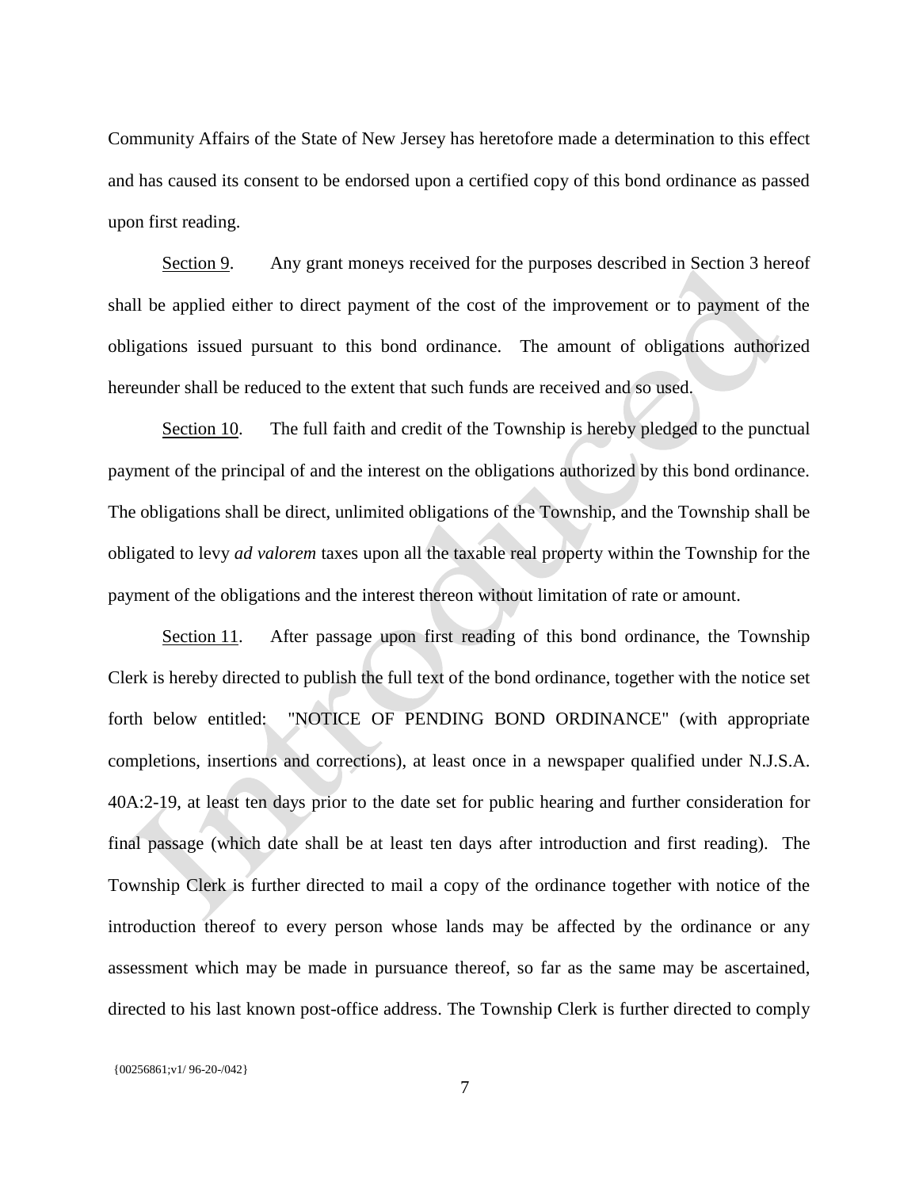Community Affairs of the State of New Jersey has heretofore made a determination to this effect and has caused its consent to be endorsed upon a certified copy of this bond ordinance as passed upon first reading.

Section 9. Any grant moneys received for the purposes described in Section 3 hereof shall be applied either to direct payment of the cost of the improvement or to payment of the obligations issued pursuant to this bond ordinance. The amount of obligations authorized hereunder shall be reduced to the extent that such funds are received and so used.

Section 10. The full faith and credit of the Township is hereby pledged to the punctual payment of the principal of and the interest on the obligations authorized by this bond ordinance. The obligations shall be direct, unlimited obligations of the Township, and the Township shall be obligated to levy *ad valorem* taxes upon all the taxable real property within the Township for the payment of the obligations and the interest thereon without limitation of rate or amount.

Section 11. After passage upon first reading of this bond ordinance, the Township Clerk is hereby directed to publish the full text of the bond ordinance, together with the notice set forth below entitled: "NOTICE OF PENDING BOND ORDINANCE" (with appropriate completions, insertions and corrections), at least once in a newspaper qualified under N.J.S.A. 40A:2-19, at least ten days prior to the date set for public hearing and further consideration for final passage (which date shall be at least ten days after introduction and first reading). The Township Clerk is further directed to mail a copy of the ordinance together with notice of the introduction thereof to every person whose lands may be affected by the ordinance or any assessment which may be made in pursuance thereof, so far as the same may be ascertained, directed to his last known post-office address. The Township Clerk is further directed to comply

{00256861;v1/ 96-20-/042}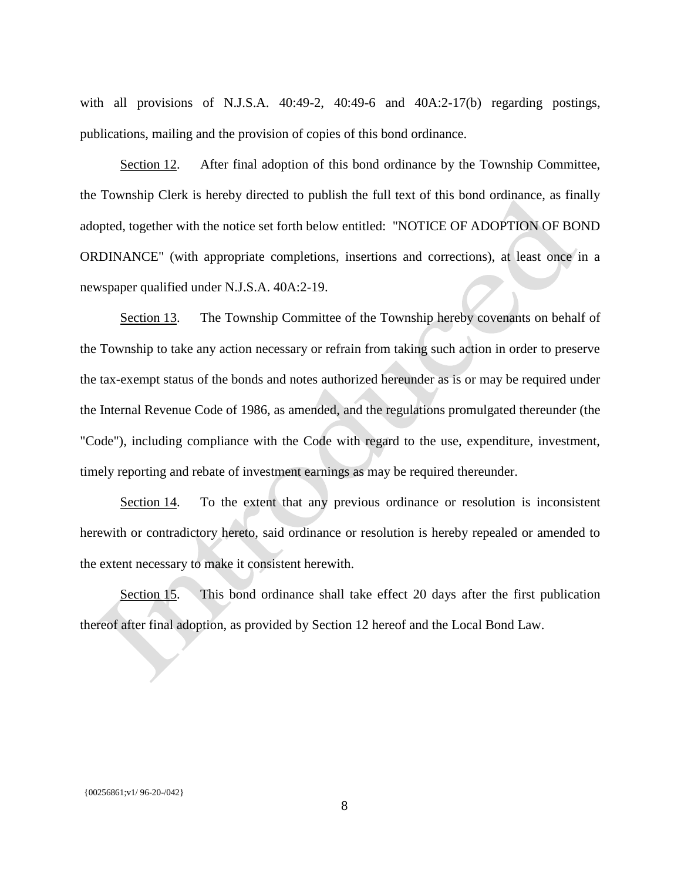with all provisions of N.J.S.A. 40:49-2, 40:49-6 and 40A:2-17(b) regarding postings, publications, mailing and the provision of copies of this bond ordinance.

Section 12. After final adoption of this bond ordinance by the Township Committee, the Township Clerk is hereby directed to publish the full text of this bond ordinance, as finally adopted, together with the notice set forth below entitled: "NOTICE OF ADOPTION OF BOND ORDINANCE" (with appropriate completions, insertions and corrections), at least once in a newspaper qualified under N.J.S.A. 40A:2-19.

Section 13. The Township Committee of the Township hereby covenants on behalf of the Township to take any action necessary or refrain from taking such action in order to preserve the tax-exempt status of the bonds and notes authorized hereunder as is or may be required under the Internal Revenue Code of 1986, as amended, and the regulations promulgated thereunder (the "Code"), including compliance with the Code with regard to the use, expenditure, investment, timely reporting and rebate of investment earnings as may be required thereunder.

Section 14. To the extent that any previous ordinance or resolution is inconsistent herewith or contradictory hereto, said ordinance or resolution is hereby repealed or amended to the extent necessary to make it consistent herewith.

Section 15. This bond ordinance shall take effect 20 days after the first publication thereof after final adoption, as provided by Section 12 hereof and the Local Bond Law.

{00256861;v1/ 96-20-/042}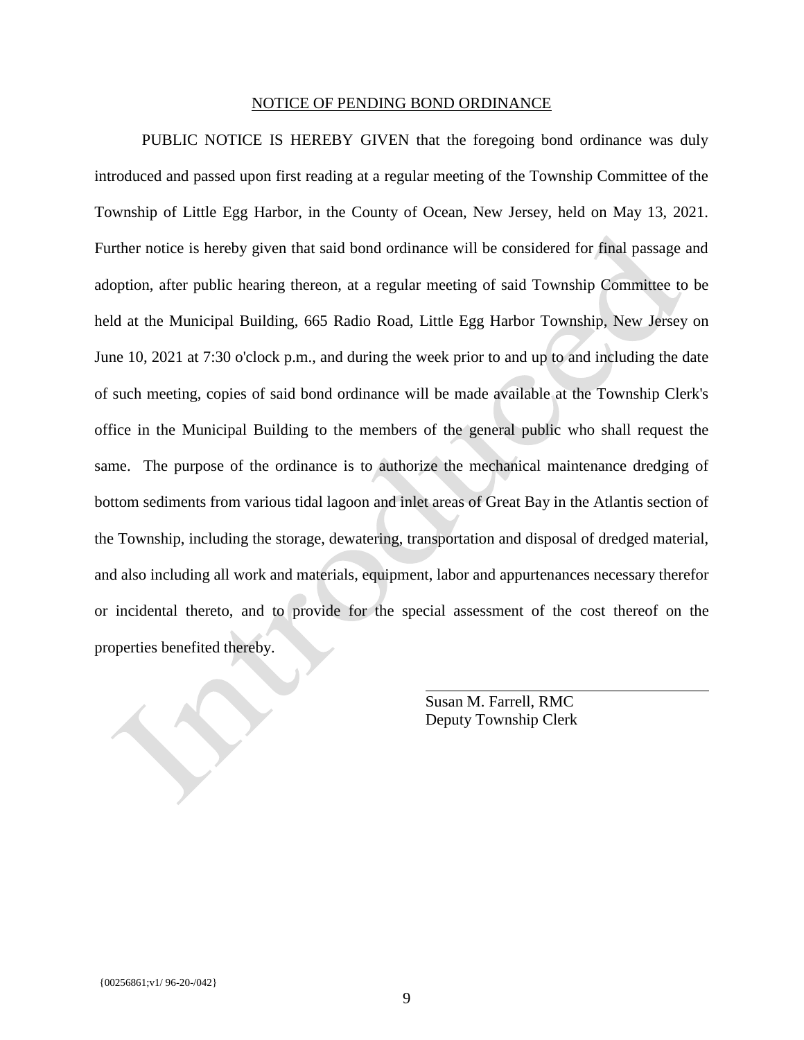## NOTICE OF PENDING BOND ORDINANCE

PUBLIC NOTICE IS HEREBY GIVEN that the foregoing bond ordinance was duly introduced and passed upon first reading at a regular meeting of the Township Committee of the Township of Little Egg Harbor, in the County of Ocean, New Jersey, held on May 13, 2021. Further notice is hereby given that said bond ordinance will be considered for final passage and adoption, after public hearing thereon, at a regular meeting of said Township Committee to be held at the Municipal Building, 665 Radio Road, Little Egg Harbor Township, New Jersey on June 10, 2021 at 7:30 o'clock p.m., and during the week prior to and up to and including the date of such meeting, copies of said bond ordinance will be made available at the Township Clerk's office in the Municipal Building to the members of the general public who shall request the same. The purpose of the ordinance is to authorize the mechanical maintenance dredging of bottom sediments from various tidal lagoon and inlet areas of Great Bay in the Atlantis section of the Township, including the storage, dewatering, transportation and disposal of dredged material, and also including all work and materials, equipment, labor and appurtenances necessary therefor or incidental thereto, and to provide for the special assessment of the cost thereof on the properties benefited thereby.

Susan M. Farrell, RMC
Deputy Township Clerk

{00256861;v1/ 96-20-/042}